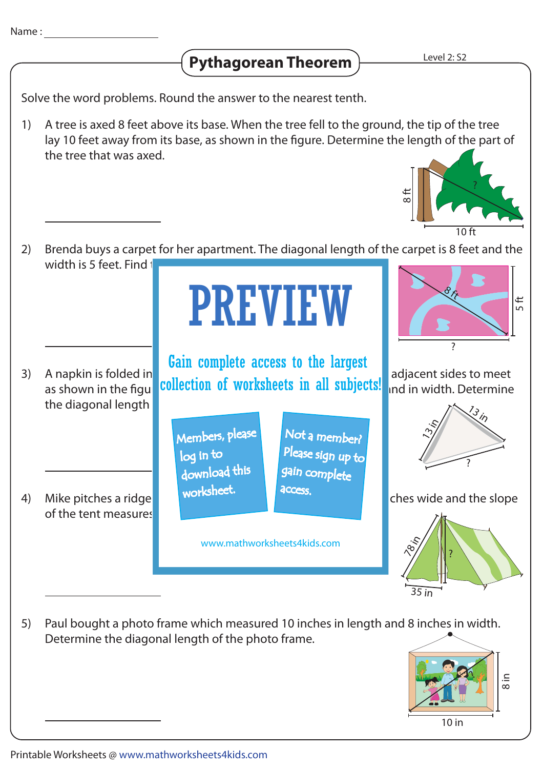Name : ____________________

# Pythagorean Theorem

Level 2: S2

Solve the word problems. Round the answer to the nearest tenth.

1) A tree is axed 8 feet above its base. When the tree fell to the ground, the tip of the tree lay 10 feet away from its base, as shown in the figure. Determine the length of the part of the tree that was axed.

8 ft, 10 ft, ?

____________________

2) Brenda buys a carpet for her apartment. The diagonal length of the carpet is 8 feet and the width is 5 feet. Find t

8 ft, 5 ft, ?

____________________

PREVIEW

Gain complete access to the largest collection of worksheets in all subjects!

Members, please log in to download this worksheet.

Not a member? Please sign up to gain complete access.

www.mathworksheets4kids.com

3) A napkin is folded in … adjacent sides to meet as shown in the figu… …nd in width. Determine the diagonal length …

13 in, 13 in, ?

____________________

4) Mike pitches a ridge … …ches wide and the slope of the tent measures …

78 in, 35 in, ?

____________________

5) Paul bought a photo frame which measured 10 inches in length and 8 inches in width. Determine the diagonal length of the photo frame.

8 in, 10 in

____________________

Printable Worksheets @ www.mathworksheets4kids.com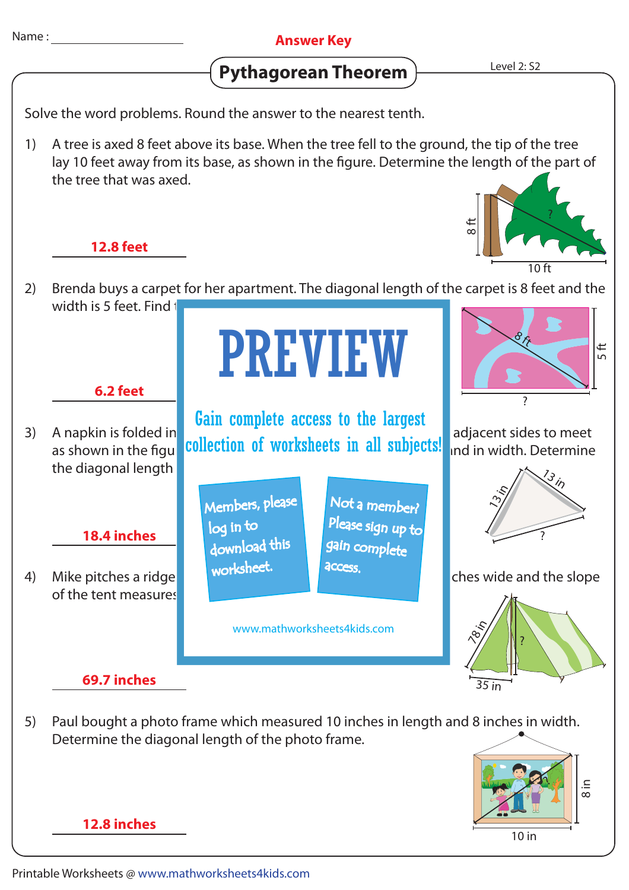Name : ____________________

**Answer Key**

# Pythagorean Theorem

Level 2: S2

Solve the word problems. Round the answer to the nearest tenth.

1) A tree is axed 8 feet above its base. When the tree fell to the ground, the tip of the tree lay 10 feet away from its base, as shown in the figure. Determine the length of the part of the tree that was axed.

8 ft

?

10 ft

**12.8 feet**

2) Brenda buys a carpet for her apartment. The diagonal length of the carpet is 8 feet and the width is 5 feet. Find t

8 ft

5 ft

?

**6.2 feet**

PREVIEW

Gain complete access to the largest collection of worksheets in all subjects!

Members, please log in to download this worksheet.

Not a member? Please sign up to gain complete access.

www.mathworksheets4kids.com

3) A napkin is folded in ... adjacent sides to meet as shown in the figu ... nd in width. Determine the diagonal length

13 in

13 in

?

**18.4 inches**

4) Mike pitches a ridge ... ches wide and the slope of the tent measures

78 in

?

35 in

**69.7 inches**

5) Paul bought a photo frame which measured 10 inches in length and 8 inches in width. Determine the diagonal length of the photo frame.

8 in

10 in

**12.8 inches**